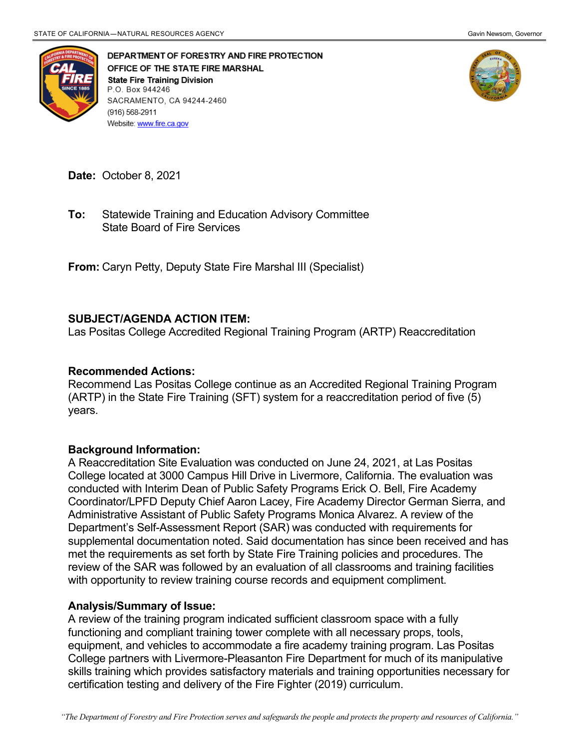STATE OF CALIFORNIA—NATURAL RESOURCES AGENCY Gavin Newsom, Governor

**DEPARTMENT OF FORESTRY AND FIRE PROTECTION**
**OFFICE OF THE STATE FIRE MARSHAL**
**State Fire Training Division**
P.O. Box 944246
SACRAMENTO, CA 94244-2460
(916) 568-2911
Website: www.fire.ca.gov

**Date:** October 8, 2021

**To:** Statewide Training and Education Advisory Committee
State Board of Fire Services

**From:** Caryn Petty, Deputy State Fire Marshal III (Specialist)

**SUBJECT/AGENDA ACTION ITEM:**
Las Positas College Accredited Regional Training Program (ARTP) Reaccreditation

**Recommended Actions:**
Recommend Las Positas College continue as an Accredited Regional Training Program (ARTP) in the State Fire Training (SFT) system for a reaccreditation period of five (5) years.

**Background Information:**
A Reaccreditation Site Evaluation was conducted on June 24, 2021, at Las Positas College located at 3000 Campus Hill Drive in Livermore, California. The evaluation was conducted with Interim Dean of Public Safety Programs Erick O. Bell, Fire Academy Coordinator/LPFD Deputy Chief Aaron Lacey, Fire Academy Director German Sierra, and Administrative Assistant of Public Safety Programs Monica Alvarez. A review of the Department's Self-Assessment Report (SAR) was conducted with requirements for supplemental documentation noted. Said documentation has since been received and has met the requirements as set forth by State Fire Training policies and procedures. The review of the SAR was followed by an evaluation of all classrooms and training facilities with opportunity to review training course records and equipment compliment.

**Analysis/Summary of Issue:**
A review of the training program indicated sufficient classroom space with a fully functioning and compliant training tower complete with all necessary props, tools, equipment, and vehicles to accommodate a fire academy training program. Las Positas College partners with Livermore-Pleasanton Fire Department for much of its manipulative skills training which provides satisfactory materials and training opportunities necessary for certification testing and delivery of the Fire Fighter (2019) curriculum.

*"The Department of Forestry and Fire Protection serves and safeguards the people and protects the property and resources of California."*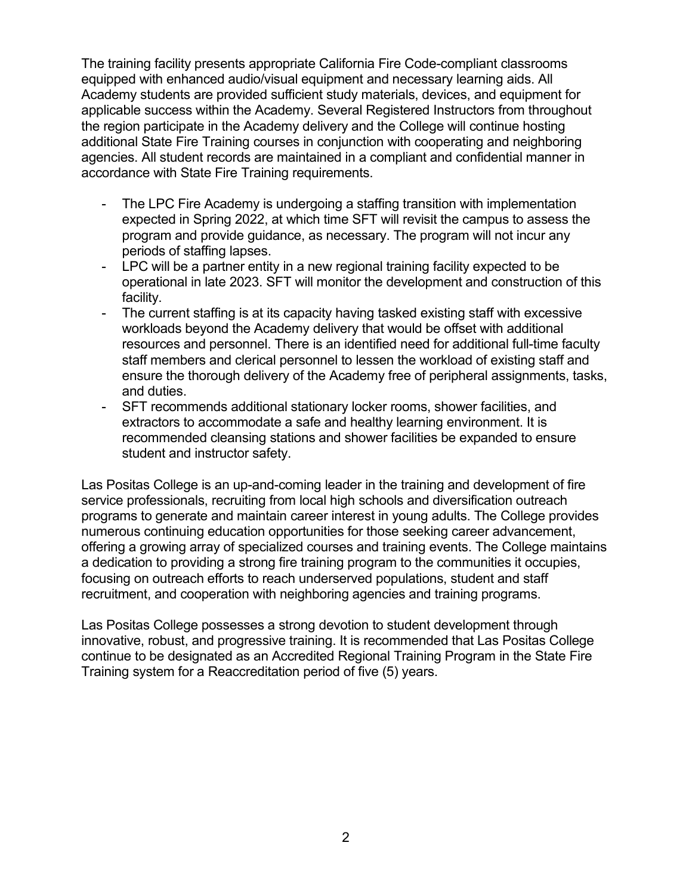The training facility presents appropriate California Fire Code-compliant classrooms equipped with enhanced audio/visual equipment and necessary learning aids. All Academy students are provided sufficient study materials, devices, and equipment for applicable success within the Academy. Several Registered Instructors from throughout the region participate in the Academy delivery and the College will continue hosting additional State Fire Training courses in conjunction with cooperating and neighboring agencies. All student records are maintained in a compliant and confidential manner in accordance with State Fire Training requirements.

- The LPC Fire Academy is undergoing a staffing transition with implementation expected in Spring 2022, at which time SFT will revisit the campus to assess the program and provide guidance, as necessary. The program will not incur any periods of staffing lapses.
- LPC will be a partner entity in a new regional training facility expected to be operational in late 2023. SFT will monitor the development and construction of this facility.
- The current staffing is at its capacity having tasked existing staff with excessive workloads beyond the Academy delivery that would be offset with additional resources and personnel. There is an identified need for additional full-time faculty staff members and clerical personnel to lessen the workload of existing staff and ensure the thorough delivery of the Academy free of peripheral assignments, tasks, and duties.
- SFT recommends additional stationary locker rooms, shower facilities, and extractors to accommodate a safe and healthy learning environment. It is recommended cleansing stations and shower facilities be expanded to ensure student and instructor safety.

Las Positas College is an up-and-coming leader in the training and development of fire service professionals, recruiting from local high schools and diversification outreach programs to generate and maintain career interest in young adults. The College provides numerous continuing education opportunities for those seeking career advancement, offering a growing array of specialized courses and training events. The College maintains a dedication to providing a strong fire training program to the communities it occupies, focusing on outreach efforts to reach underserved populations, student and staff recruitment, and cooperation with neighboring agencies and training programs.

Las Positas College possesses a strong devotion to student development through innovative, robust, and progressive training. It is recommended that Las Positas College continue to be designated as an Accredited Regional Training Program in the State Fire Training system for a Reaccreditation period of five (5) years.